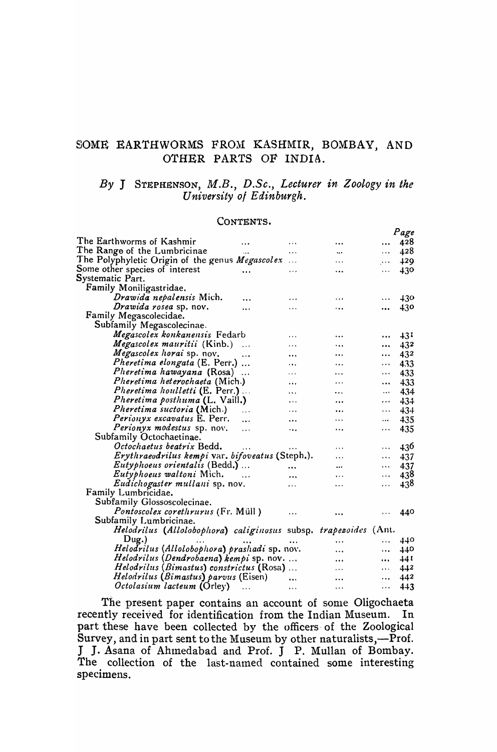# SOME EARTHWORMS FROM KASHMIR, BOMBAY, AND OTHER PARTS OF INDIA.

*By* J STEPHENSON, *M.B., D.Sc., Lecturer in Zoology in the University of Edinburgh.*

## CONTENTS.

| | Page |
|---|---|
| The Earthworms of Kashmir | 428 |
| The Range of the Lumbricinae | 428 |
| The Polyphyletic Origin of the genus *Megascolex* | 429 |
| Some other species of interest | 430 |
| Systematic Part. | |
| Family Moniligastridae. | |
| *Drawida nepalensis* Mich. | 430 |
| *Drawida rosea* sp. nov. | 430 |
| Family Megascolecidae. | |
| Subfamily Megascolecinae. | |
| *Megascolex konkanensis* Fedarb | 431 |
| *Megascolex mauritii* (Kinb.) | 432 |
| *Megascolex horai* sp. nov. | 432 |
| *Pheretima elongata* (E. Perr.) | 433 |
| *Pheretima hawayana* (Rosa) | 433 |
| *Pheretima heterochaeta* (Mich.) | 433 |
| *Pheretima houlletti* (E. Perr.) | 434 |
| *Pheretima posthuma* (L. Vaill.) | 434 |
| *Pheretima suctoria* (Mich.) | 434 |
| *Perionyx excavatus* E. Perr. | 435 |
| *Perionyx modestus* sp. nov. | 435 |
| Subfamily Octochaetinae. | |
| *Octochaetus beatrix* Bedd. | 436 |
| *Erythraeodrilus kempi* var. *bifoveatus* (Steph.). | 437 |
| *Eutyphoeus orientalis* (Bedd.) | 437 |
| *Eutyphoeus waltoni* Mich. | 438 |
| *Eudichogaster mullani* sp. nov. | 438 |
| Family Lumbricidae. | |
| Subfamily Glossoscolecinae. | |
| *Pontoscolex corethrurus* (Fr. Müll) | 440 |
| Subfamily Lumbricinae. | |
| *Helodrilus* (*Allolobophora*) *caliginosus* subsp. *trapezoides* (Ant. Dug.) | 440 |
| *Helodrilus* (*Allolobophora*) *prashadi* sp. nov. | 440 |
| *Helodrilus* (*Dendrobaena*) *kempi* sp. nov. | 441 |
| *Helodrilus* (*Bimastus*) *constrictus* (Rosa) | 442 |
| *Helodrilus* (*Bimastus*) *parvus* (Eisen) | 442 |
| *Octolasium lacteum* (Orley) | 443 |

The present paper contains an account of some Oligochaeta recently received for identification from the Indian Museum. In part these have been collected by the officers of the Zoological Survey, and in part sent to the Museum by other naturalists,—Prof. J J. Asana of Ahmedabad and Prof. J P. Mullan of Bombay. The collection of the last-named contained some interesting specimens.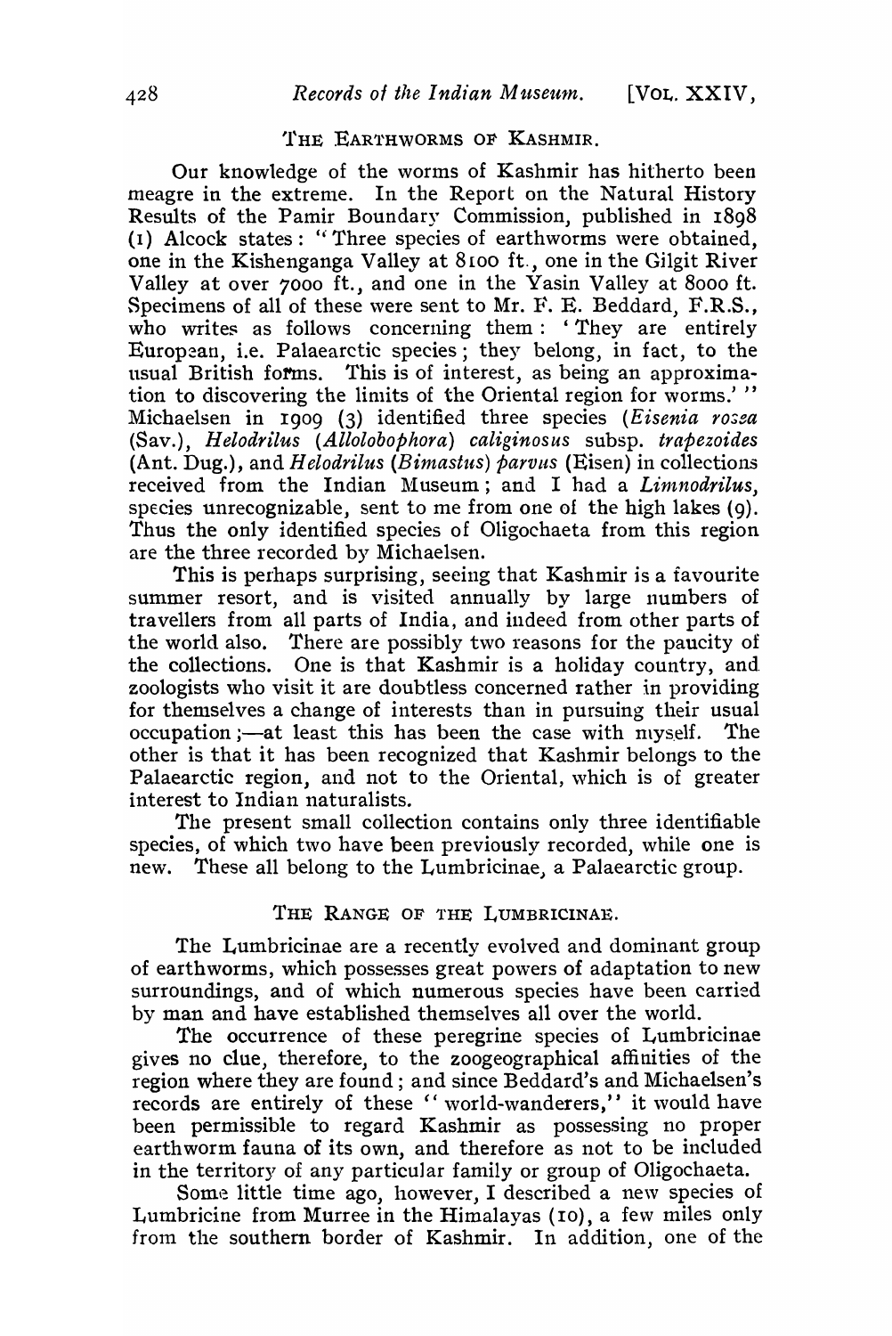## THE EARTHWORMS OF KASHMIR.

Our knowledge of the worms of Kashmir has hitherto been meagre in the extreme. In the Report on the Natural History Results of the Pamir Boundary Commission, published in 1898 (1) Alcock states: "Three species of earthworms were obtained, one in the Kishenganga Valley at 8100 ft., one in the Gilgit River Valley at over 7000 ft., and one in the Yasin Valley at 8000 ft. Specimens of all of these were sent to Mr. F. E. Beddard, F.R.S., who writes as follows concerning them: 'They are entirely European, i.e. Palaearctic species; they belong, in fact, to the usual British forms. This is of interest, as being an approximation to discovering the limits of the Oriental region for worms.'" Michaelsen in 1909 (3) identified three species (*Eisenia rosea* (Sav.), *Helodrilus* (*Allolobophora*) *caliginosus* subsp. *trapezoides* (Ant. Dug.), and *Helodrilus* (*Bimastus*) *parvus* (Eisen) in collections received from the Indian Museum; and I had a *Limnodrilus*, species unrecognizable, sent to me from one of the high lakes (9). Thus the only identified species of Oligochaeta from this region are the three recorded by Michaelsen.

This is perhaps surprising, seeing that Kashmir is a favourite summer resort, and is visited annually by large numbers of travellers from all parts of India, and indeed from other parts of the world also. There are possibly two reasons for the paucity of the collections. One is that Kashmir is a holiday country, and zoologists who visit it are doubtless concerned rather in providing for themselves a change of interests than in pursuing their usual occupation;—at least this has been the case with myself. The other is that it has been recognized that Kashmir belongs to the Palaearctic region, and not to the Oriental, which is of greater interest to Indian naturalists.

The present small collection contains only three identifiable species, of which two have been previously recorded, while one is new. These all belong to the Lumbricinae, a Palaearctic group.

## THE RANGE OF THE LUMBRICINAE.

The Lumbricinae are a recently evolved and dominant group of earthworms, which possesses great powers of adaptation to new surroundings, and of which numerous species have been carried by man and have established themselves all over the world.

The occurrence of these peregrine species of Lumbricinae gives no clue, therefore, to the zoogeographical affinities of the region where they are found; and since Beddard's and Michaelsen's records are entirely of these "world-wanderers," it would have been permissible to regard Kashmir as possessing no proper earthworm fauna of its own, and therefore as not to be included in the territory of any particular family or group of Oligochaeta.

Some little time ago, however, I described a new species of Lumbricine from Murree in the Himalayas (10), a few miles only from the southern border of Kashmir. In addition, one of the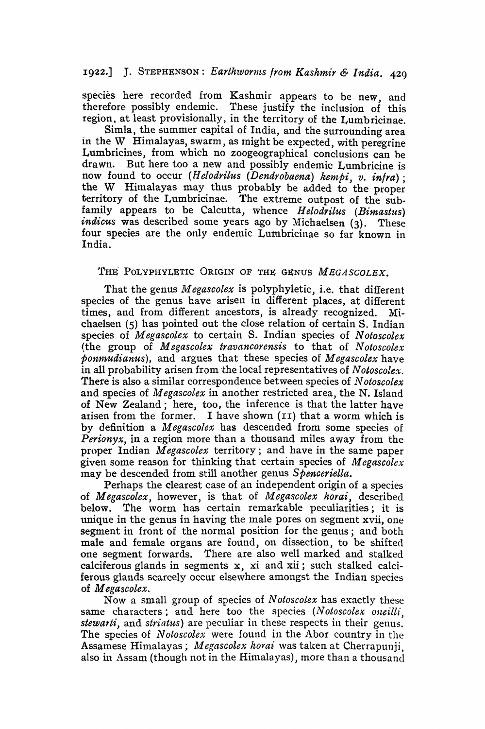species here recorded from Kashmir appears to be new, and therefore possibly endemic. These justify the inclusion of this region, at least provisionally, in the territory of the Lumbricinae.

Simla, the summer capital of India, and the surrounding area in the W Himalayas, swarm, as might be expected, with peregrine Lumbricines, from which no zoogeographical conclusions can be drawn. But here too a new and possibly endemic Lumbricine is now found to occur (*Helodrilus* (*Dendrobaena*) *kempi*, *v. infra*); the W Himalayas may thus probably be added to the proper territory of the Lumbricinae. The extreme outpost of the subfamily appears to be Calcutta, whence *Helodrilus* (*Bimastus*) *indicus* was described some years ago by Michaelsen (3). These four species are the only endemic Lumbricinae so far known in India.

## THE POLYPHYLETIC ORIGIN OF THE GENUS *MEGASCOLEX*.

That the genus *Megascolex* is polyphyletic, i.e. that different species of the genus have arisen in different places, at different times, and from different ancestors, is already recognized. Michaelsen (5) has pointed out the close relation of certain S. Indian species of *Megascolex* to certain S. Indian species of *Notoscolex* (the group of *Megascolex travancorensis* to that of *Notoscolex ponmudianus*), and argues that these species of *Megascolex* have in all probability arisen from the local representatives of *Notoscolex*. There is also a similar correspondence between species of *Notoscolex* and species of *Megascolex* in another restricted area, the N. Island of New Zealand; here, too, the inference is that the latter have arisen from the former. I have shown (11) that a worm which is by definition a *Megascolex* has descended from some species of *Perionyx*, in a region more than a thousand miles away from the proper Indian *Megascolex* territory; and have in the same paper given some reason for thinking that certain species of *Megascolex* may be descended from still another genus *Spenceriella*.

Perhaps the clearest case of an independent origin of a species of *Megascolex*, however, is that of *Megascolex horai*, described below. The worm has certain remarkable peculiarities; it is unique in the genus in having the male pores on segment xvii, one segment in front of the normal position for the genus; and both male and female organs are found, on dissection, to be shifted one segment forwards. There are also well marked and stalked calciferous glands in segments x, xi and xii; such stalked calciferous glands scarcely occur elsewhere amongst the Indian species of *Megascolex*.

Now a small group of species of *Notoscolex* has exactly these same characters; and here too the species (*Notoscolex oneilli*, *stewarti*, and *striatus*) are peculiar in these respects in their genus. The species of *Notoscolex* were found in the Abor country in the Assamese Himalayas; *Megascolex horai* was taken at Cherrapunji, also in Assam (though not in the Himalayas), more than a thousand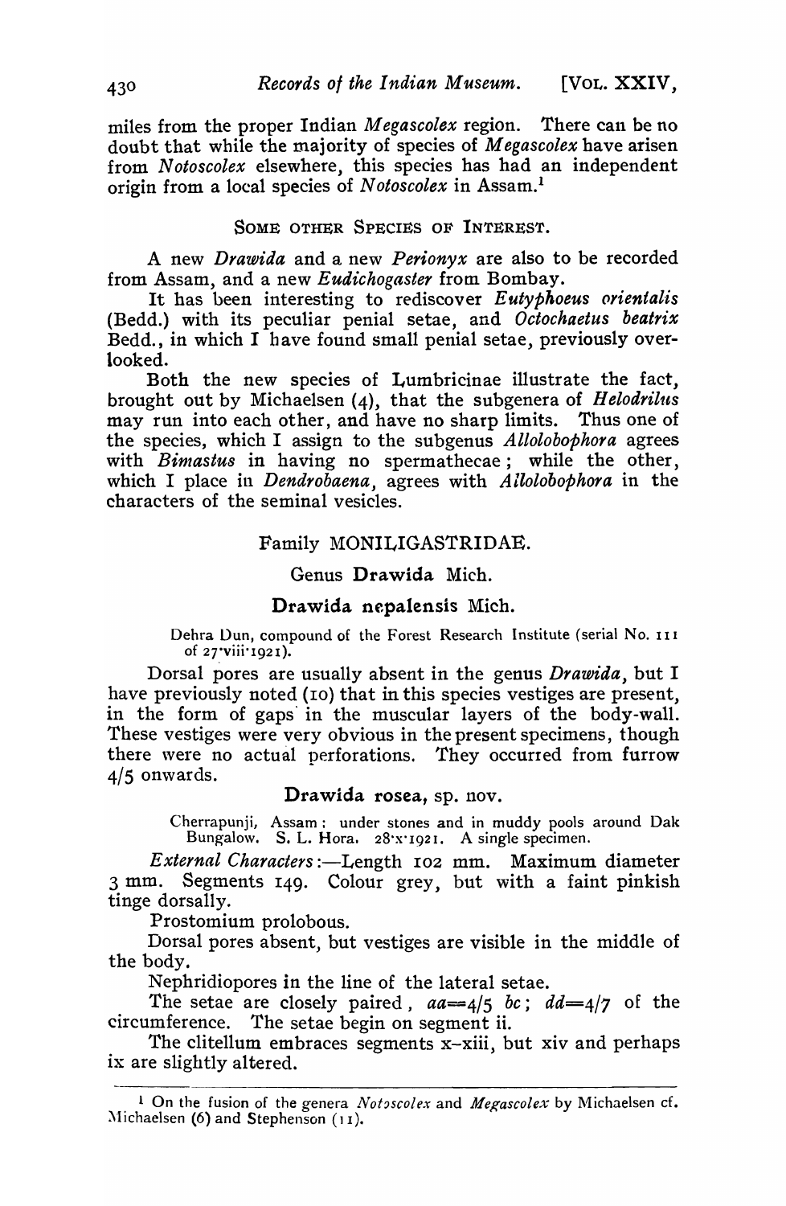miles from the proper Indian *Megascolex* region. There can be no doubt that while the majority of species of *Megascolex* have arisen from *Notoscolex* elsewhere, this species has had an independent origin from a local species of *Notoscolex* in Assam.[1]

## Some other Species of Interest.

A new *Drawida* and a new *Perionyx* are also to be recorded from Assam, and a new *Eudichogaster* from Bombay.

It has been interesting to rediscover *Eutyphoeus orientalis* (Bedd.) with its peculiar penial setae, and *Octochaetus beatrix* Bedd., in which I have found small penial setae, previously overlooked.

Both the new species of Lumbricinae illustrate the fact, brought out by Michaelsen (4), that the subgenera of *Helodrilus* may run into each other, and have no sharp limits. Thus one of the species, which I assign to the subgenus *Allolobophora* agrees with *Bimastus* in having no spermathecae; while the other, which I place in *Dendrobaena*, agrees with *Allolobophora* in the characters of the seminal vesicles.

## Family MONILIGASTRIDAE.

### Genus **Drawida** Mich.

### **Drawida nepalensis** Mich.

Dehra Dun, compound of the Forest Research Institute (serial No. 111 of 27·viii·1921).

Dorsal pores are usually absent in the genus *Drawida*, but I have previously noted (10) that in this species vestiges are present, in the form of gaps in the muscular layers of the body-wall. These vestiges were very obvious in the present specimens, though there were no actual perforations. They occurred from furrow 4/5 onwards.

### **Drawida rosea**, sp. nov.

Cherrapunji, Assam: under stones and in muddy pools around Dak Bungalow. S. L. Hora. 28·x·1921. A single specimen.

*External Characters*:—Length 102 mm. Maximum diameter 3 mm. Segments 149. Colour grey, but with a faint pinkish tinge dorsally.

Prostomium prolobous.

Dorsal pores absent, but vestiges are visible in the middle of the body.

Nephridiopores in the line of the lateral setae.

The setae are closely paired, $aa = 4/5\ bc$; $dd = 4/7$ of the circumference. The setae begin on segment ii.

The clitellum embraces segments x–xiii, but xiv and perhaps ix are slightly altered.

---

[1] On the fusion of the genera *Notoscolex* and *Megascolex* by Michaelsen cf. Michaelsen (6) and Stephenson (11).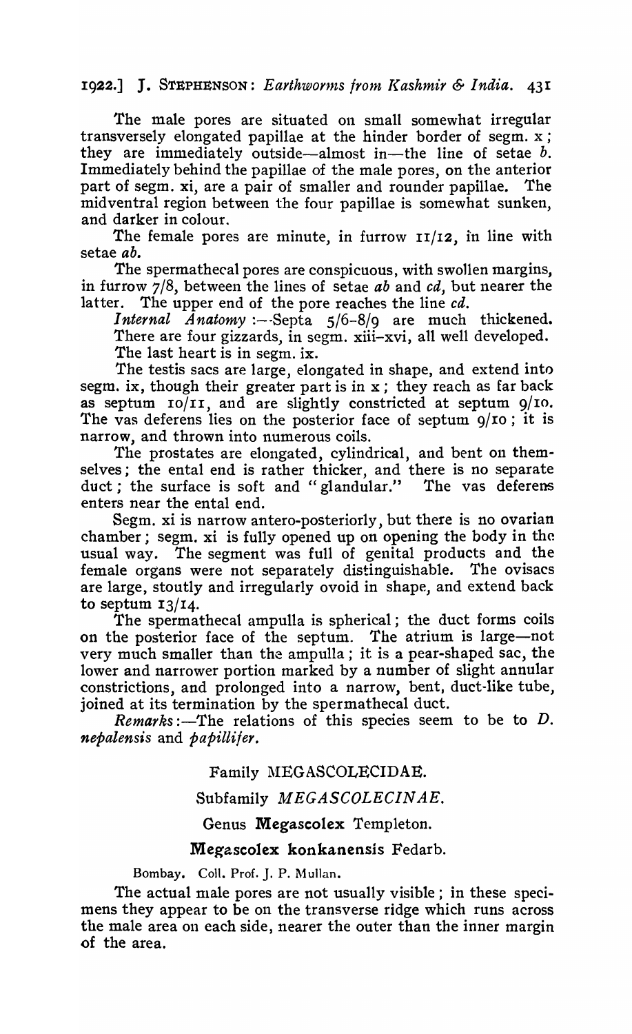The male pores are situated on small somewhat irregular transversely elongated papillae at the hinder border of segm. x; they are immediately outside—almost in—the line of setae *b*. Immediately behind the papillae of the male pores, on the anterior part of segm. xi, are a pair of smaller and rounder papillae. The midventral region between the four papillae is somewhat sunken, and darker in colour.

The female pores are minute, in furrow 11/12, in line with setae *ab*.

The spermathecal pores are conspicuous, with swollen margins, in furrow 7/8, between the lines of setae *ab* and *cd*, but nearer the latter. The upper end of the pore reaches the line *cd*.

*Internal Anatomy* :—Septa 5/6–8/9 are much thickened. There are four gizzards, in segm. xiii–xvi, all well developed. The last heart is in segm. ix.

The testis sacs are large, elongated in shape, and extend into segm. ix, though their greater part is in x; they reach as far back as septum 10/11, and are slightly constricted at septum 9/10. The vas deferens lies on the posterior face of septum 9/10; it is narrow, and thrown into numerous coils.

The prostates are elongated, cylindrical, and bent on themselves; the ental end is rather thicker, and there is no separate duct; the surface is soft and "glandular." The vas deferens enters near the ental end.

Segm. xi is narrow antero-posteriorly, but there is no ovarian chamber; segm. xi is fully opened up on opening the body in the usual way. The segment was full of genital products and the female organs were not separately distinguishable. The ovisacs are large, stoutly and irregularly ovoid in shape, and extend back to septum 13/14.

The spermathecal ampulla is spherical; the duct forms coils on the posterior face of the septum. The atrium is large—not very much smaller than the ampulla; it is a pear-shaped sac, the lower and narrower portion marked by a number of slight annular constrictions, and prolonged into a narrow, bent, duct-like tube, joined at its termination by the spermathecal duct.

*Remarks*:—The relations of this species seem to be to *D. nepalensis* and *papillifer*.

## Family MEGASCOLECIDAE.

### Subfamily *MEGASCOLECINAE*.

### Genus **Megascolex** Templeton.

#### **Megascolex konkanensis** Fedarb.

Bombay. Coll. Prof. J. P. Mullan.

The actual male pores are not usually visible; in these specimens they appear to be on the transverse ridge which runs across the male area on each side, nearer the outer than the inner margin of the area.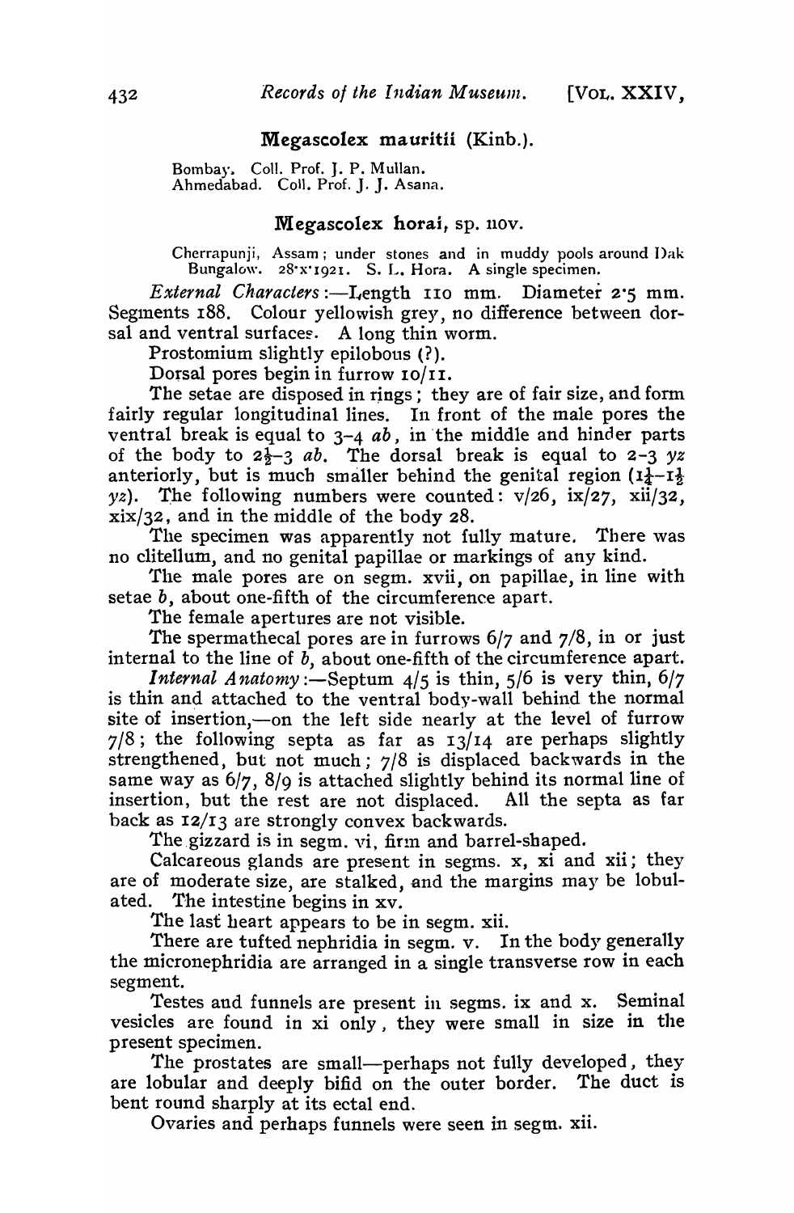### Megascolex mauritii (Kinb.).

Bombay. Coll. Prof. J. P. Mullan.
Ahmedabad. Coll. Prof. J. J. Asana.

### Megascolex horai, sp. nov.

Cherrapunji, Assam; under stones and in muddy pools around Dak Bungalow. 28·x·1921. S. L. Hora. A single specimen.

*External Characters*:—Length 110 mm. Diameter 2·5 mm. Segments 188. Colour yellowish grey, no difference between dorsal and ventral surfaces. A long thin worm.

Prostomium slightly epilobous (?).

Dorsal pores begin in furrow 10/11.

The setae are disposed in rings; they are of fair size, and form fairly regular longitudinal lines. In front of the male pores the ventral break is equal to 3–4 *ab*, in the middle and hinder parts of the body to $2\frac{1}{2}$–3 *ab*. The dorsal break is equal to 2–3 *yz* anteriorly, but is much smaller behind the genital region ($1\frac{1}{4}$–$1\frac{1}{2}$ *yz*). The following numbers were counted: v/26, ix/27, xii/32, xix/32, and in the middle of the body 28.

The specimen was apparently not fully mature. There was no clitellum, and no genital papillae or markings of any kind.

The male pores are on segm. xvii, on papillae, in line with setae *b*, about one-fifth of the circumference apart.

The female apertures are not visible.

The spermathecal pores are in furrows 6/7 and 7/8, in or just internal to the line of *b*, about one-fifth of the circumference apart.

*Internal Anatomy*:—Septum 4/5 is thin, 5/6 is very thin, 6/7 is thin and attached to the ventral body-wall behind the normal site of insertion,—on the left side nearly at the level of furrow 7/8; the following septa as far as 13/14 are perhaps slightly strengthened, but not much; 7/8 is displaced backwards in the same way as 6/7, 8/9 is attached slightly behind its normal line of insertion, but the rest are not displaced. All the septa as far back as 12/13 are strongly convex backwards.

The gizzard is in segm. vi, firm and barrel-shaped.

Calcareous glands are present in segms. x, xi and xii; they are of moderate size, are stalked, and the margins may be lobulated. The intestine begins in xv.

The last heart appears to be in segm. xii.

There are tufted nephridia in segm. v. In the body generally the micronephridia are arranged in a single transverse row in each segment.

Testes and funnels are present in segms. ix and x. Seminal vesicles are found in xi only, they were small in size in the present specimen.

The prostates are small—perhaps not fully developed, they are lobular and deeply bifid on the outer border. The duct is bent round sharply at its ectal end.

Ovaries and perhaps funnels were seen in segm. xii.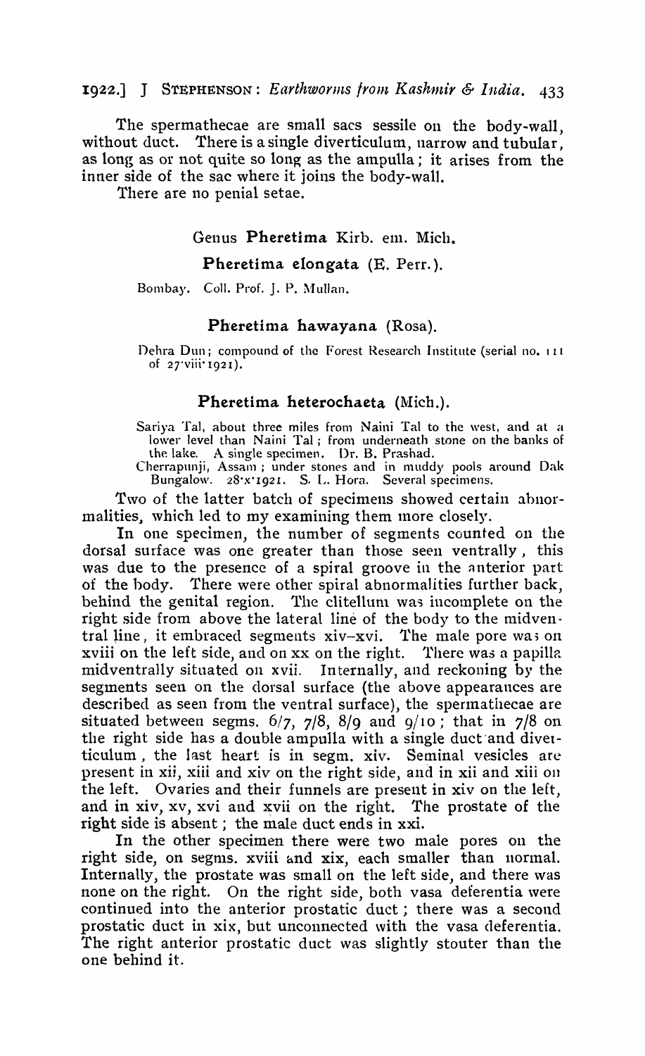The spermathecae are small sacs sessile on the body-wall, without duct. There is a single diverticulum, narrow and tubular, as long as or not quite so long as the ampulla; it arises from the inner side of the sac where it joins the body-wall.

There are no penial setae.

## Genus **Pheretima** Kirb. em. Mich.

### **Pheretima elongata** (E. Perr.).

Bombay. Coll. Prof. J. P. Mullan.

### **Pheretima hawayana** (Rosa).

Dehra Dun; compound of the Forest Research Institute (serial no. 111 of 27·viii·1921).

### **Pheretima heterochaeta** (Mich.).

Sariya Tal, about three miles from Naini Tal to the west, and at a lower level than Naini Tal; from underneath stone on the banks of the lake. A single specimen. Dr. B. Prashad.

Cherrapunji, Assam; under stones and in muddy pools around Dak Bungalow. 28·x·1921. S. L. Hora. Several specimens.

Two of the latter batch of specimens showed certain abnormalities, which led to my examining them more closely.

In one specimen, the number of segments counted on the dorsal surface was one greater than those seen ventrally, this was due to the presence of a spiral groove in the anterior part of the body. There were other spiral abnormalities further back, behind the genital region. The clitellum was incomplete on the right side from above the lateral line of the body to the midventral line, it embraced segments xiv–xvi. The male pore was on xviii on the left side, and on xx on the right. There was a papilla midventrally situated on xvii. Internally, and reckoning by the segments seen on the dorsal surface (the above appearances are described as seen from the ventral surface), the spermathecae are situated between segms. 6/7, 7/8, 8/9 and 9/10; that in 7/8 on the right side has a double ampulla with a single duct and diverticulum, the last heart is in segm. xiv. Seminal vesicles are present in xii, xiii and xiv on the right side, and in xii and xiii on the left. Ovaries and their funnels are present in xiv on the left, and in xiv, xv, xvi and xvii on the right. The prostate of the right side is absent; the male duct ends in xxi.

In the other specimen there were two male pores on the right side, on segms. xviii and xix, each smaller than normal. Internally, the prostate was small on the left side, and there was none on the right. On the right side, both vasa deferentia were continued into the anterior prostatic duct; there was a second prostatic duct in xix, but unconnected with the vasa deferentia. The right anterior prostatic duct was slightly stouter than the one behind it.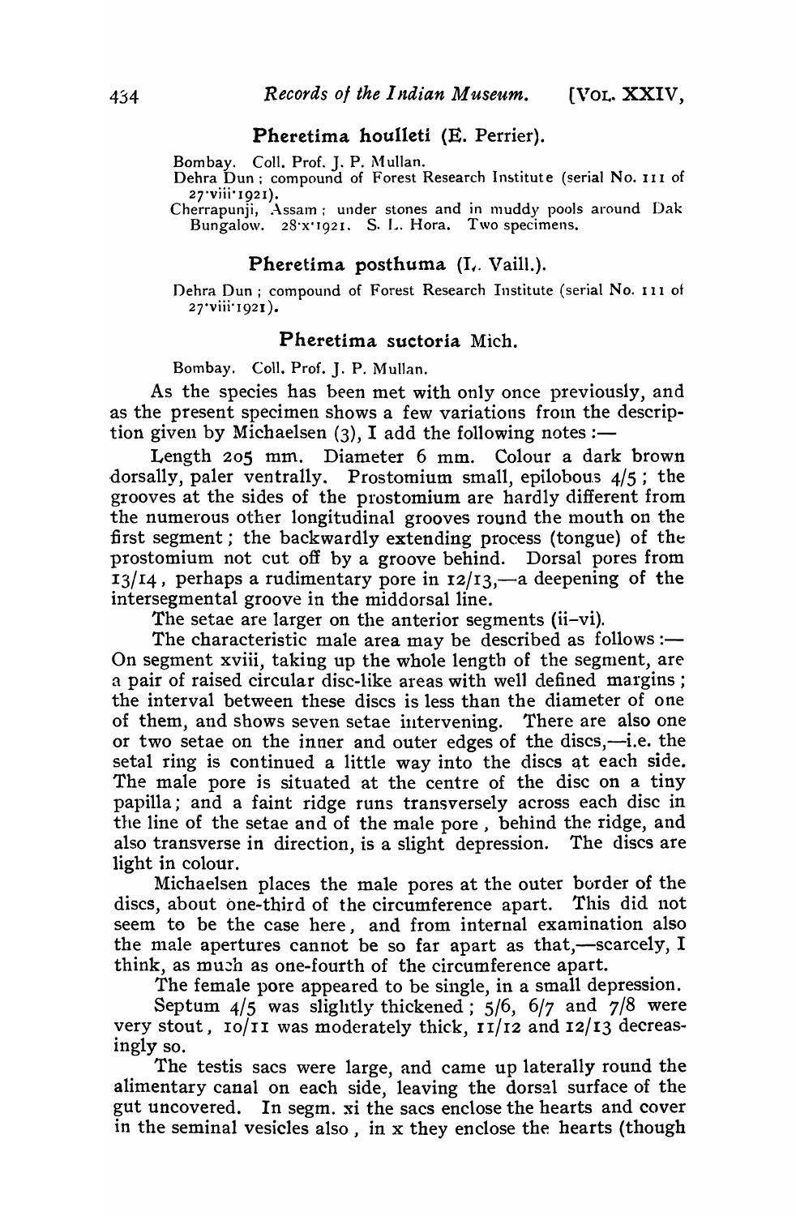### Pheretima houlleti (E. Perrier).

Bombay. Coll. Prof. J. P. Mullan.

Dehra Dun; compound of Forest Research Institute (serial No. 111 of 27·viii·1921).

Cherrapunji, Assam; under stones and in muddy pools around Dak Bungalow. 28·x·1921. S. L. Hora. Two specimens.

### Pheretima posthuma (L. Vaill.).

Dehra Dun; compound of Forest Research Institute (serial No. 111 of 27·viii·1921).

### Pheretima suctoria Mich.

Bombay. Coll. Prof. J. P. Mullan.

As the species has been met with only once previously, and as the present specimen shows a few variations from the description given by Michaelsen (3), I add the following notes :—

Length 205 mm. Diameter 6 mm. Colour a dark brown dorsally, paler ventrally. Prostomium small, epilobous 4/5; the grooves at the sides of the prostomium are hardly different from the numerous other longitudinal grooves round the mouth on the first segment; the backwardly extending process (tongue) of the prostomium not cut off by a groove behind. Dorsal pores from 13/14, perhaps a rudimentary pore in 12/13,—a deepening of the intersegmental groove in the middorsal line.

The setae are larger on the anterior segments (ii–vi).

The characteristic male area may be described as follows :— On segment xviii, taking up the whole length of the segment, are a pair of raised circular disc-like areas with well defined margins; the interval between these discs is less than the diameter of one of them, and shows seven setae intervening. There are also one or two setae on the inner and outer edges of the discs,—i.e. the setal ring is continued a little way into the discs at each side. The male pore is situated at the centre of the disc on a tiny papilla; and a faint ridge runs transversely across each disc in the line of the setae and of the male pore, behind the ridge, and also transverse in direction, is a slight depression. The discs are light in colour.

Michaelsen places the male pores at the outer border of the discs, about one-third of the circumference apart. This did not seem to be the case here, and from internal examination also the male apertures cannot be so far apart as that,—scarcely, I think, as much as one-fourth of the circumference apart.

The female pore appeared to be single, in a small depression.

Septum 4/5 was slightly thickened; 5/6, 6/7 and 7/8 were very stout, 10/11 was moderately thick, 11/12 and 12/13 decreasingly so.

The testis sacs were large, and came up laterally round the alimentary canal on each side, leaving the dorsal surface of the gut uncovered. In segm. xi the sacs enclose the hearts and cover in the seminal vesicles also, in x they enclose the hearts (though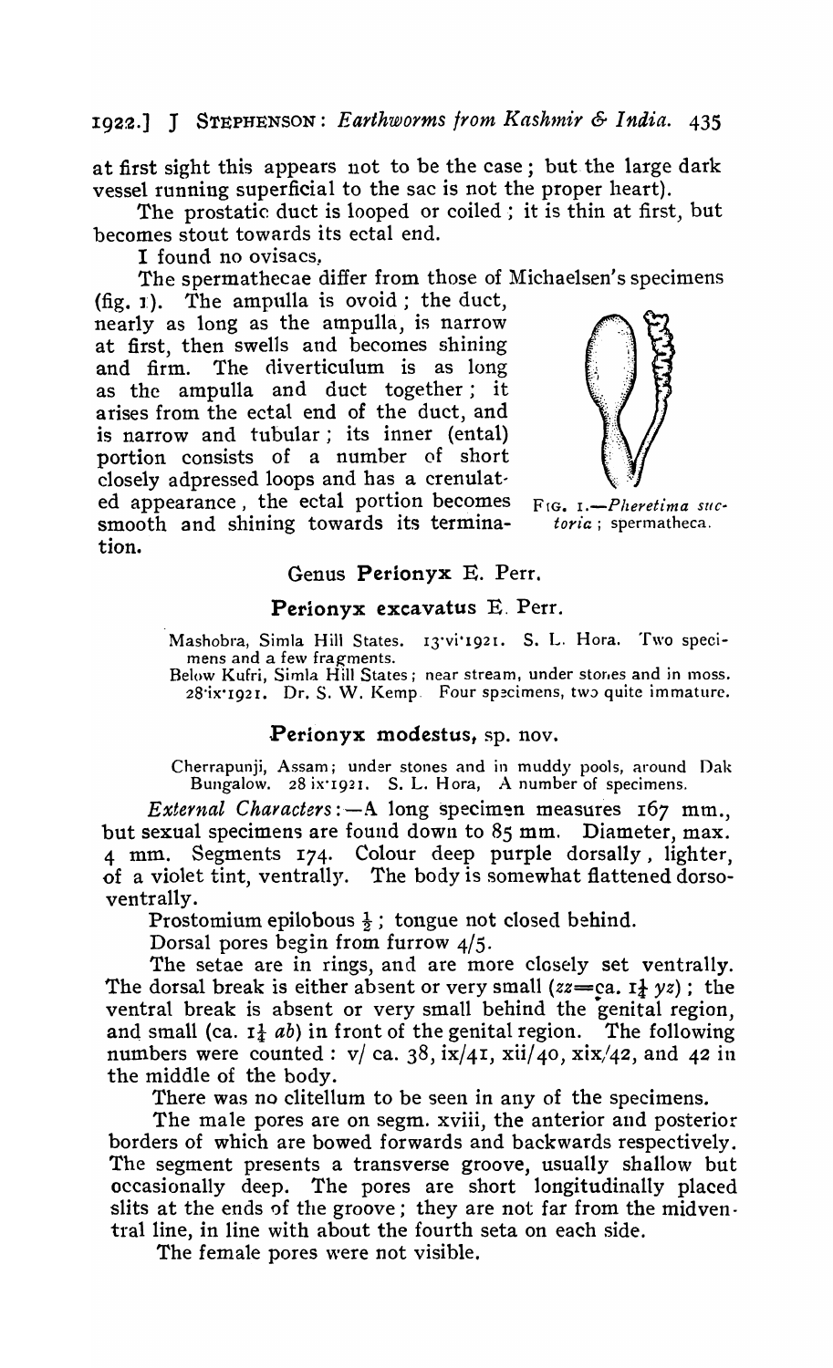at first sight this appears not to be the case; but the large dark vessel running superficial to the sac is not the proper heart).

The prostatic duct is looped or coiled; it is thin at first, but becomes stout towards its ectal end.

I found no ovisacs.

The spermathecae differ from those of Michaelsen's specimens (fig. 1). The ampulla is ovoid; the duct, nearly as long as the ampulla, is narrow at first, then swells and becomes shining and firm. The diverticulum is as long as the ampulla and duct together; it arises from the ectal end of the duct, and is narrow and tubular; its inner (ental) portion consists of a number of short closely adpressed loops and has a crenulated appearance, the ectal portion becomes smooth and shining towards its termination.

FIG. 1.—*Pheretima suctoria*; spermatheca.

## Genus **Perionyx** E. Perr.

### **Perionyx excavatus** E. Perr.

Mashobra, Simla Hill States. 13·vi·1921. S. L. Hora. Two specimens and a few fragments.

Below Kufri, Simla Hill States; near stream, under stones and in moss. 28·ix·1921. Dr. S. W. Kemp. Four specimens, two quite immature.

### **Perionyx modestus**, sp. nov.

Cherrapunji, Assam; under stones and in muddy pools, around Dak Bungalow. 28·ix·1921. S. L. Hora. A number of specimens.

*External Characters*:—A long specimen measures 167 mm., but sexual specimens are found down to 85 mm. Diameter, max. 4 mm. Segments 174. Colour deep purple dorsally, lighter, of a violet tint, ventrally. The body is somewhat flattened dorsoventrally.

Prostomium epilobous $\frac{1}{2}$; tongue not closed behind.

Dorsal pores begin from furrow 4/5.

The setae are in rings, and are more closely set ventrally. The dorsal break is either absent or very small ($zz$=ca. $1\frac{1}{2}$ $yz$); the ventral break is absent or very small behind the genital region, and small (ca. $1\frac{1}{4}$ $ab$) in front of the genital region. The following numbers were counted: v/ ca. 38, ix/41, xii/40, xix/42, and 42 in the middle of the body.

There was no clitellum to be seen in any of the specimens.

The male pores are on segm. xviii, the anterior and posterior borders of which are bowed forwards and backwards respectively. The segment presents a transverse groove, usually shallow but occasionally deep. The pores are short longitudinally placed slits at the ends of the groove; they are not far from the midventral line, in line with about the fourth seta on each side.

The female pores were not visible.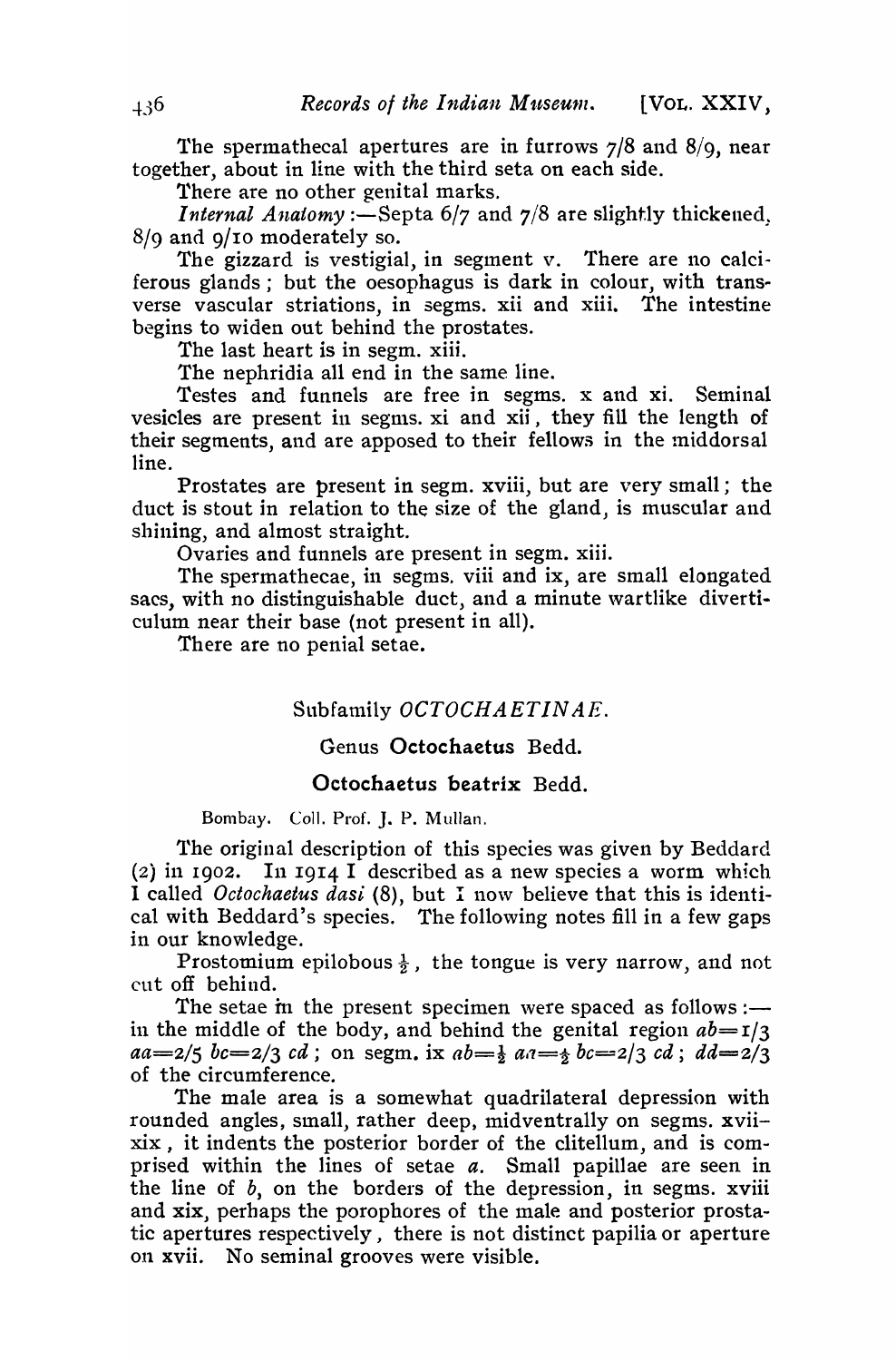The spermathecal apertures are in furrows 7/8 and 8/9, near together, about in line with the third seta on each side.

There are no other genital marks.

*Internal Anatomy* :—Septa 6/7 and 7/8 are slightly thickened, 8/9 and 9/10 moderately so.

The gizzard is vestigial, in segment v. There are no calciferous glands; but the oesophagus is dark in colour, with transverse vascular striations, in segms. xii and xiii. The intestine begins to widen out behind the prostates.

The last heart is in segm. xiii.

The nephridia all end in the same line.

Testes and funnels are free in segms. x and xi. Seminal vesicles are present in segms. xi and xii, they fill the length of their segments, and are apposed to their fellows in the middorsal line.

Prostates are present in segm. xviii, but are very small; the duct is stout in relation to the size of the gland, is muscular and shining, and almost straight.

Ovaries and funnels are present in segm. xiii.

The spermathecae, in segms. viii and ix, are small elongated sacs, with no distinguishable duct, and a minute wartlike diverticulum near their base (not present in all).

There are no penial setae.

## Subfamily *OCTOCHAETINAE*.

### Genus **Octochaetus** Bedd.

### **Octochaetus beatrix** Bedd.

Bombay. Coll. Prof. J. P. Mullan.

The original description of this species was given by Beddard (2) in 1902. In 1914 I described as a new species a worm which I called *Octochaetus dasi* (8), but I now believe that this is identical with Beddard's species. The following notes fill in a few gaps in our knowledge.

Prostomium epilobous $\frac{1}{2}$, the tongue is very narrow, and not cut off behind.

The setae in the present specimen were spaced as follows :— in the middle of the body, and behind the genital region $ab = 1/3$ $aa = 2/5$ $bc = 2/3$ $cd$; on segm. ix $ab = \frac{1}{2}$ $aa = \frac{1}{2}$ $bc = 2/3$ $cd$; $dd = 2/3$ of the circumference.

The male area is a somewhat quadrilateral depression with rounded angles, small, rather deep, midventrally on segms. xvii–xix, it indents the posterior border of the clitellum, and is comprised within the lines of setae *a*. Small papillae are seen in the line of *b*, on the borders of the depression, in segms. xviii and xix, perhaps the porophores of the male and posterior prostatic apertures respectively, there is not distinct papilla or aperture on xvii. No seminal grooves were visible.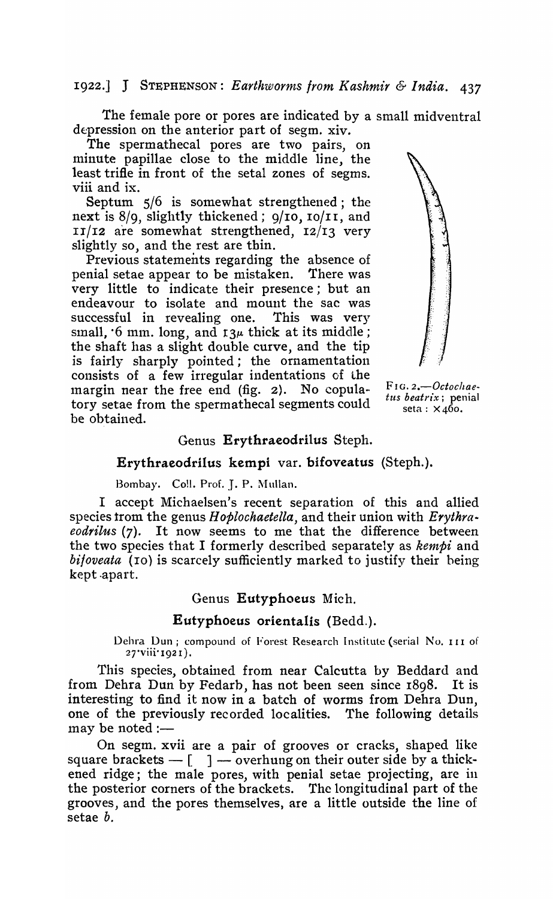The female pore or pores are indicated by a small midventral depression on the anterior part of segm. xiv.

The spermathecal pores are two pairs, on minute papillae close to the middle line, the least trifle in front of the setal zones of segms. viii and ix.

Septum 5/6 is somewhat strengthened; the next is 8/9, slightly thickened; 9/10, 10/11, and 11/12 are somewhat strengthened, 12/13 very slightly so, and the rest are thin.

Previous statements regarding the absence of penial setae appear to be mistaken. There was very little to indicate their presence; but an endeavour to isolate and mount the sac was successful in revealing one. This was very small, ·6 mm. long, and 13$\mu$ thick at its middle; the shaft has a slight double curve, and the tip is fairly sharply pointed; the ornamentation consists of a few irregular indentations of the margin near the free end (fig. 2). No copulatory setae from the spermathecal segments could be obtained.

FIG. 2.—*Octochaetus beatrix*; penial seta: ×460.

## Genus Erythraeodrilus Steph.

### Erythraeodrilus kempi var. bifoveatus (Steph.).

Bombay. Coll. Prof. J. P. Mullan.

I accept Michaelsen's recent separation of this and allied species from the genus *Hoplochaetella*, and their union with *Erythraeodrilus* (7). It now seems to me that the difference between the two species that I formerly described separately as *kempi* and *bifoveata* (10) is scarcely sufficiently marked to justify their being kept apart.

## Genus Eutyphoeus Mich.

### Eutyphoeus orientalis (Bedd.).

Dehra Dun; compound of Forest Research Institute (serial No. 111 of 27·viii·1921).

This species, obtained from near Calcutta by Beddard and from Dehra Dun by Fedarb, has not been seen since 1898. It is interesting to find it now in a batch of worms from Dehra Dun, one of the previously recorded localities. The following details may be noted:—

On segm. xvii are a pair of grooves or cracks, shaped like square brackets — [ ] — overhung on their outer side by a thickened ridge; the male pores, with penial setae projecting, are in the posterior corners of the brackets. The longitudinal part of the grooves, and the pores themselves, are a little outside the line of setae *b*.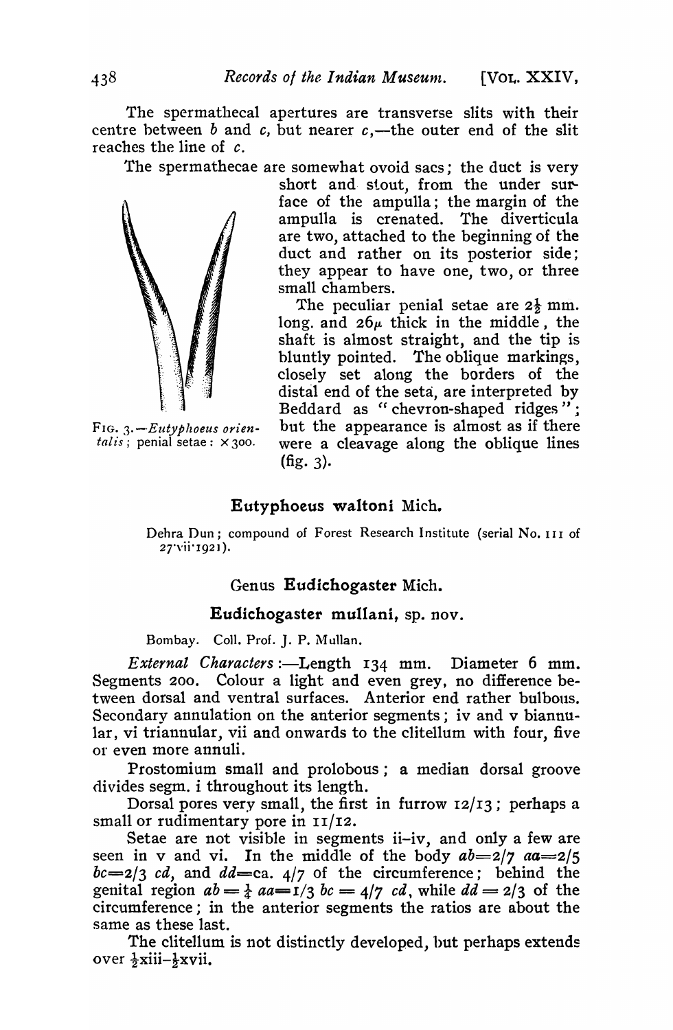The spermathecal apertures are transverse slits with their centre between *b* and *c*, but nearer *c*,—the outer end of the slit reaches the line of *c*.

The spermathecae are somewhat ovoid sacs; the duct is very short and stout, from the under surface of the ampulla; the margin of the ampulla is crenated. The diverticula are two, attached to the beginning of the duct and rather on its posterior side; they appear to have one, two, or three small chambers.

The peculiar penial setae are $2\frac{1}{2}$ mm. long. and $26\mu$ thick in the middle, the shaft is almost straight, and the tip is bluntly pointed. The oblique markings, closely set along the borders of the distal end of the seta, are interpreted by Beddard as "chevron-shaped ridges"; but the appearance is almost as if there were a cleavage along the oblique lines (fig. 3).

FIG. 3.—*Eutyphoeus orientalis*; penial setae: ×300.

## Eutyphoeus waltoni Mich.

Dehra Dun; compound of Forest Research Institute (serial No. 111 of 27·vii·1921).

## Genus Eudichogaster Mich.

### Eudichogaster mullani, sp. nov.

Bombay. Coll. Prof. J. P. Mullan.

*External Characters*:—Length 134 mm. Diameter 6 mm. Segments 200. Colour a light and even grey, no difference between dorsal and ventral surfaces. Anterior end rather bulbous. Secondary annulation on the anterior segments; iv and v biannular, vi triannular, vii and onwards to the clitellum with four, five or even more annuli.

Prostomium small and prolobous; a median dorsal groove divides segm. i throughout its length.

Dorsal pores very small, the first in furrow 12/13; perhaps a small or rudimentary pore in 11/12.

Setae are not visible in segments ii–iv, and only a few are seen in v and vi. In the middle of the body $ab = 2/7$ $aa = 2/5$ $bc = 2/3$ $cd$, and $dd =$ ca. 4/7 of the circumference; behind the genital region $ab = \frac{1}{4}$ $aa = 1/3$ $bc = 4/7$ $cd$, while $dd = 2/3$ of the circumference; in the anterior segments the ratios are about the same as these last.

The clitellum is not distinctly developed, but perhaps extends over $\frac{1}{2}$xiii–$\frac{1}{2}$xvii.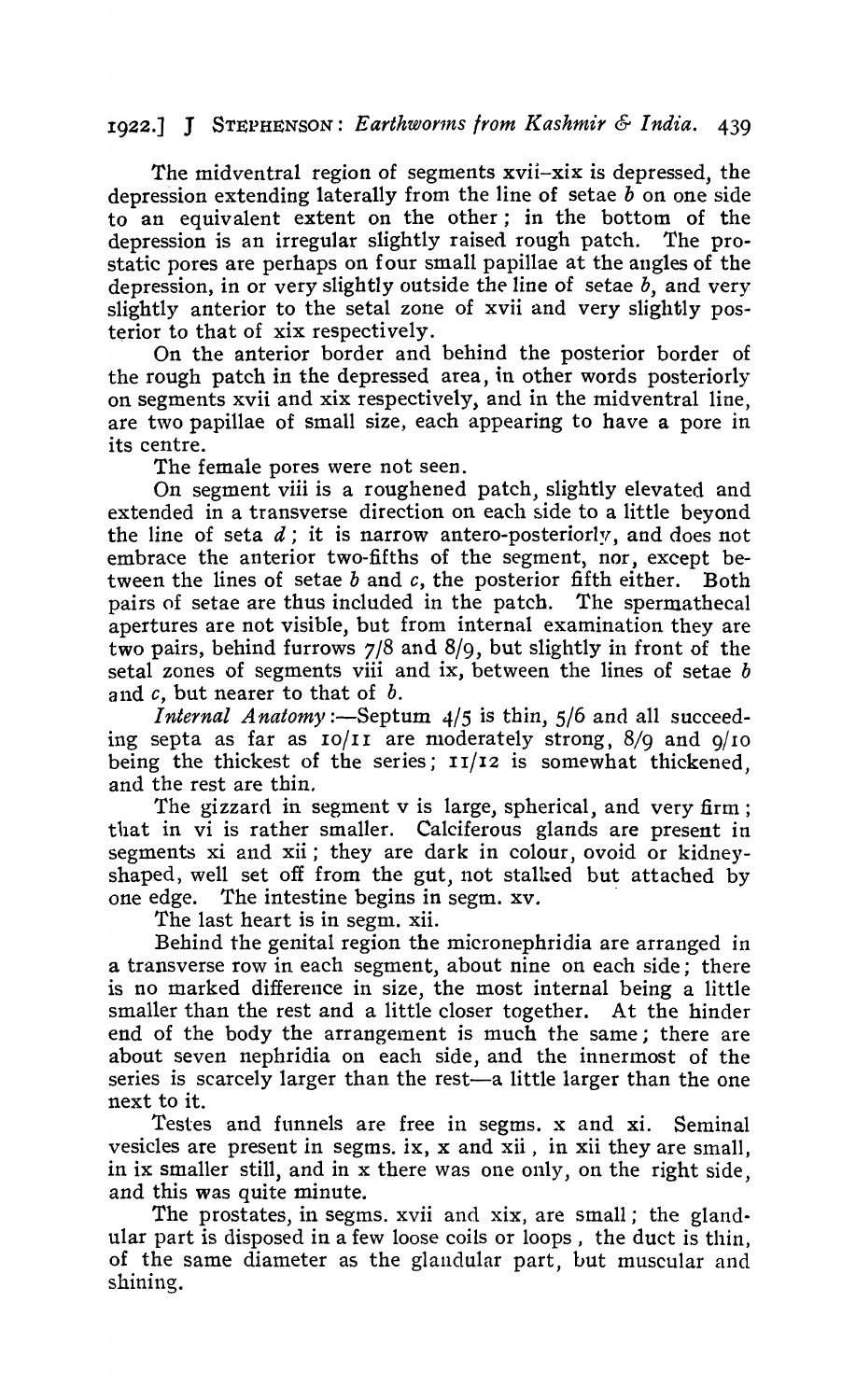The midventral region of segments xvii–xix is depressed, the depression extending laterally from the line of setae *b* on one side to an equivalent extent on the other; in the bottom of the depression is an irregular slightly raised rough patch. The prostatic pores are perhaps on four small papillae at the angles of the depression, in or very slightly outside the line of setae *b*, and very slightly anterior to the setal zone of xvii and very slightly posterior to that of xix respectively.

On the anterior border and behind the posterior border of the rough patch in the depressed area, in other words posteriorly on segments xvii and xix respectively, and in the midventral line, are two papillae of small size, each appearing to have a pore in its centre.

The female pores were not seen.

On segment viii is a roughened patch, slightly elevated and extended in a transverse direction on each side to a little beyond the line of seta *d*; it is narrow antero-posteriorly, and does not embrace the anterior two-fifths of the segment, nor, except between the lines of setae *b* and *c*, the posterior fifth either. Both pairs of setae are thus included in the patch. The spermathecal apertures are not visible, but from internal examination they are two pairs, behind furrows 7/8 and 8/9, but slightly in front of the setal zones of segments viii and ix, between the lines of setae *b* and *c*, but nearer to that of *b*.

*Internal Anatomy*:—Septum 4/5 is thin, 5/6 and all succeeding septa as far as 10/11 are moderately strong, 8/9 and 9/10 being the thickest of the series; 11/12 is somewhat thickened, and the rest are thin.

The gizzard in segment v is large, spherical, and very firm; that in vi is rather smaller. Calciferous glands are present in segments xi and xii; they are dark in colour, ovoid or kidney-shaped, well set off from the gut, not stalked but attached by one edge. The intestine begins in segm. xv.

The last heart is in segm. xii.

Behind the genital region the micronephridia are arranged in a transverse row in each segment, about nine on each side; there is no marked difference in size, the most internal being a little smaller than the rest and a little closer together. At the hinder end of the body the arrangement is much the same; there are about seven nephridia on each side, and the innermost of the series is scarcely larger than the rest—a little larger than the one next to it.

Testes and funnels are free in segms. x and xi. Seminal vesicles are present in segms. ix, x and xii, in xii they are small, in ix smaller still, and in x there was one only, on the right side, and this was quite minute.

The prostates, in segms. xvii and xix, are small; the glandular part is disposed in a few loose coils or loops, the duct is thin, of the same diameter as the glandular part, but muscular and shining.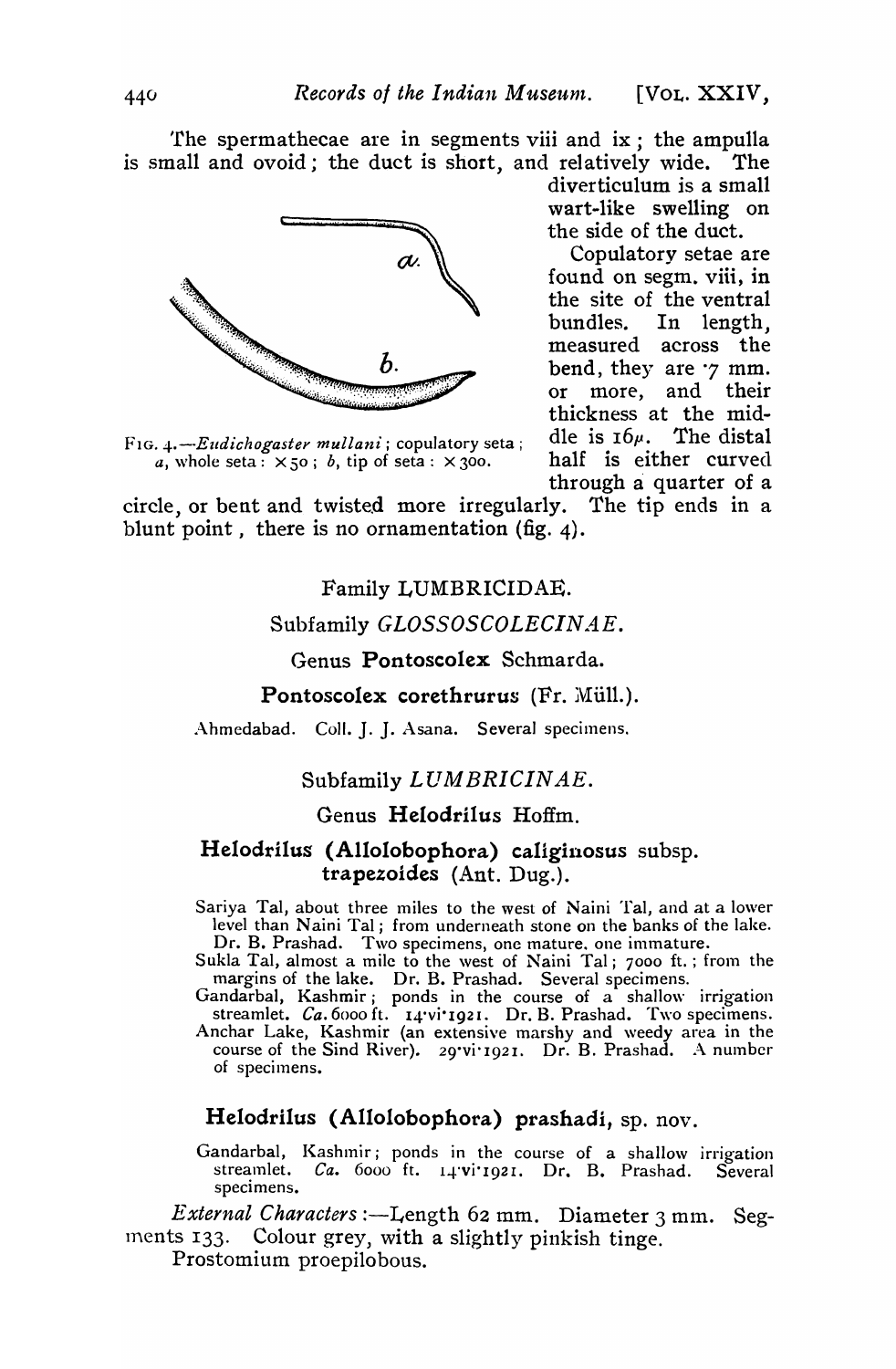The spermathecae are in segments viii and ix; the ampulla is small and ovoid; the duct is short, and relatively wide. The diverticulum is a small wart-like swelling on the side of the duct.

Copulatory setae are found on segm. viii, in the site of the ventral bundles. In length, measured across the bend, they are ·7 mm. or more, and their thickness at the middle is 16$\mu$. The distal half is either curved through a quarter of a circle, or bent and twisted more irregularly. The tip ends in a blunt point, there is no ornamentation (fig. 4).

FIG. 4.—*Eudichogaster mullani*; copulatory seta; *a*, whole seta: × 50; *b*, tip of seta: × 300.

## Family LUMBRICIDAE.

### Subfamily *GLOSSOSCOLECINAE*.

#### Genus **Pontoscolex** Schmarda.

#### **Pontoscolex corethrurus** (Fr. Müll.).

Ahmedabad. Coll. J. J. Asana. Several specimens.

### Subfamily *LUMBRICINAE*.

#### Genus **Helodrilus** Hoffm.

#### **Helodrilus (Allolobophora) caliginosus** subsp. **trapezoides** (Ant. Dug.).

Sariya Tal, about three miles to the west of Naini Tal, and at a lower level than Naini Tal; from underneath stone on the banks of the lake. Dr. B. Prashad. Two specimens, one mature, one immature.

Sukla Tal, almost a mile to the west of Naini Tal; 7000 ft.; from the margins of the lake. Dr. B. Prashad. Several specimens.

Gandarbal, Kashmir; ponds in the course of a shallow irrigation streamlet. *Ca.* 6000 ft. 14·vi·1921. Dr. B. Prashad. Two specimens.

Anchar Lake, Kashmir (an extensive marshy and weedy area in the course of the Sind River). 29·vi·1921. Dr. B. Prashad. A number of specimens.

#### **Helodrilus (Allolobophora) prashadi**, sp. nov.

Gandarbal, Kashmir; ponds in the course of a shallow irrigation streamlet. *Ca.* 6000 ft. 14·vi·1921. Dr. B. Prashad. Several specimens.

*External Characters*:—Length 62 mm. Diameter 3 mm. Segments 133. Colour grey, with a slightly pinkish tinge.

Prostomium proepilobous.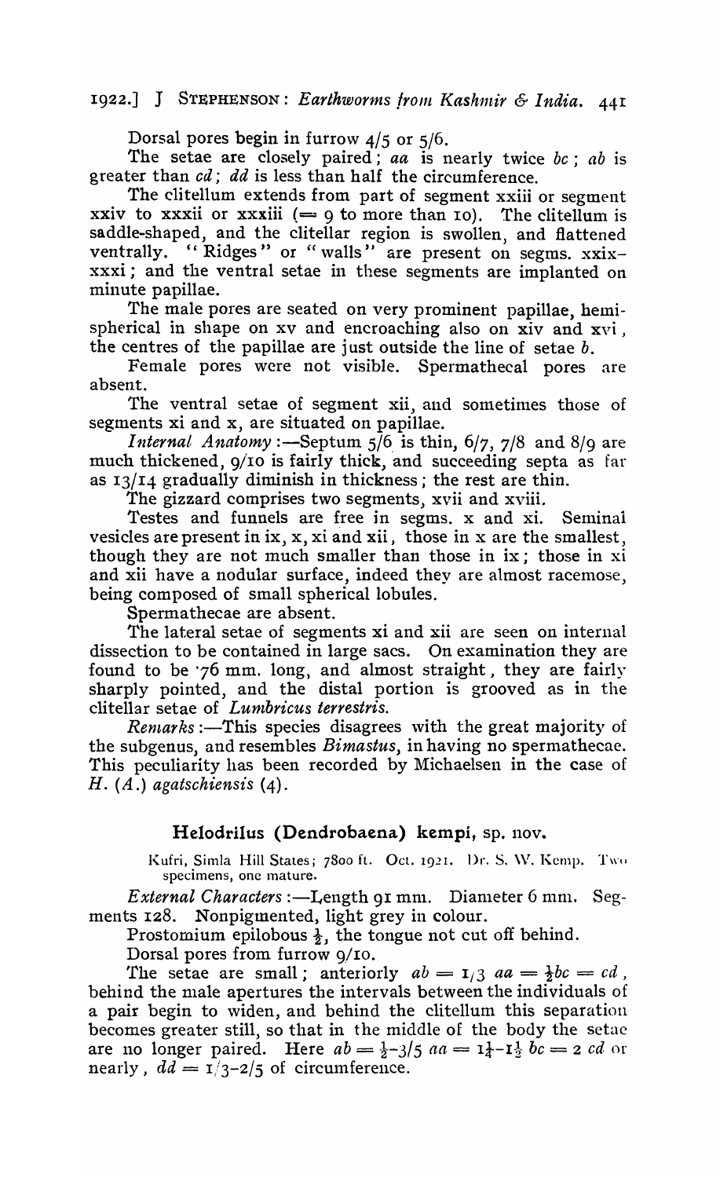Dorsal pores begin in furrow 4/5 or 5/6.

The setae are closely paired; *aa* is nearly twice *bc*; *ab* is greater than *cd*; *dd* is less than half the circumference.

The clitellum extends from part of segment xxiii or segment xxiv to xxxii or xxxiii (= 9 to more than 10). The clitellum is saddle-shaped, and the clitellar region is swollen, and flattened ventrally. "Ridges" or "walls" are present on segms. xxix–xxxi; and the ventral setae in these segments are implanted on minute papillae.

The male pores are seated on very prominent papillae, hemispherical in shape on xv and encroaching also on xiv and xvi, the centres of the papillae are just outside the line of setae *b*.

Female pores were not visible. Spermathecal pores are absent.

The ventral setae of segment xii, and sometimes those of segments xi and x, are situated on papillae.

*Internal Anatomy*:—Septum 5/6 is thin, 6/7, 7/8 and 8/9 are much thickened, 9/10 is fairly thick, and succeeding septa as far as 13/14 gradually diminish in thickness; the rest are thin.

The gizzard comprises two segments, xvii and xviii.

Testes and funnels are free in segms. x and xi. Seminal vesicles are present in ix, x, xi and xii, those in x are the smallest, though they are not much smaller than those in ix; those in xi and xii have a nodular surface, indeed they are almost racemose, being composed of small spherical lobules.

Spermathecae are absent.

The lateral setae of segments xi and xii are seen on internal dissection to be contained in large sacs. On examination they are found to be ·76 mm. long, and almost straight, they are fairly sharply pointed, and the distal portion is grooved as in the clitellar setae of *Lumbricus terrestris*.

*Remarks*:—This species disagrees with the great majority of the subgenus, and resembles *Bimastus*, in having no spermathecae. This peculiarity has been recorded by Michaelsen in the case of *H.* (*A.*) *agatschiensis* (4).

## Helodrilus (Dendrobaena) kempi, sp. nov.

Kufri, Simla Hill States; 7800 ft. Oct. 1921. Dr. S. W. Kemp. Two specimens, one mature.

*External Characters*:—Length 91 mm. Diameter 6 mm. Segments 128. Nonpigmented, light grey in colour.

Prostomium epilobous $\frac{1}{2}$, the tongue not cut off behind.

Dorsal pores from furrow 9/10.

The setae are small; anteriorly $ab = 1/3\ aa = \frac{1}{2}bc = cd$, behind the male apertures the intervals between the individuals of a pair begin to widen, and behind the clitellum this separation becomes greater still, so that in the middle of the body the setae are no longer paired. Here $ab = \frac{1}{2}\text{–}3/5\ aa = 1\frac{1}{4}\text{–}1\frac{1}{2}\ bc = 2\ cd$ or nearly, $dd = 1/3\text{–}2/5$ of circumference.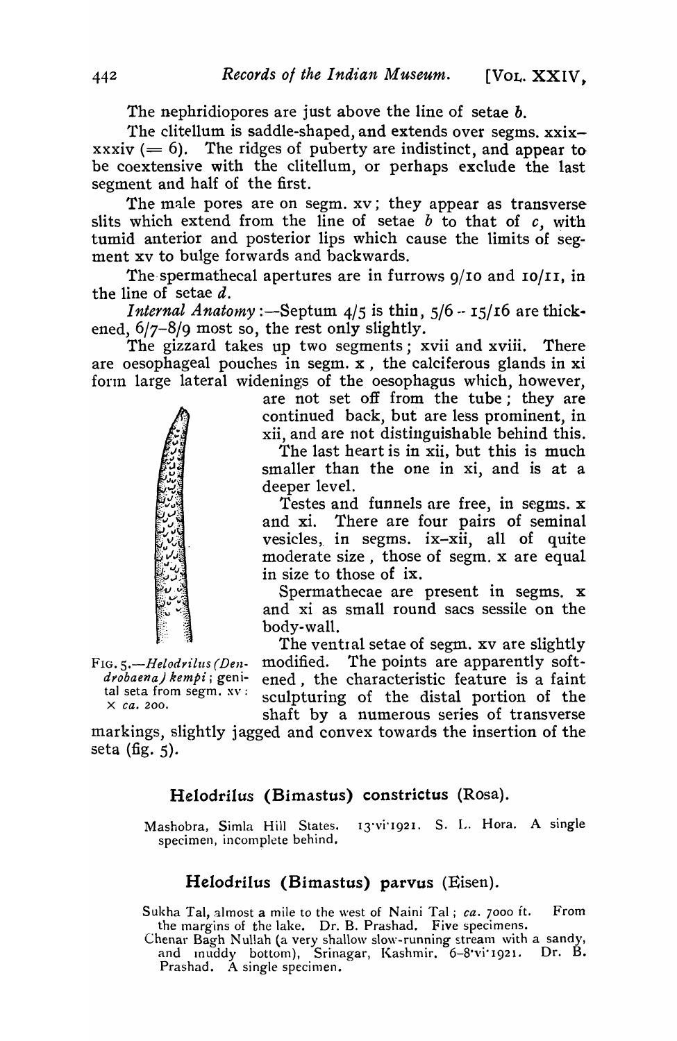The nephridiopores are just above the line of setae *b*.

The clitellum is saddle-shaped, and extends over segms. xxix–xxxiv (= 6). The ridges of puberty are indistinct, and appear to be coextensive with the clitellum, or perhaps exclude the last segment and half of the first.

The male pores are on segm. xv; they appear as transverse slits which extend from the line of setae *b* to that of *c*, with tumid anterior and posterior lips which cause the limits of segment xv to bulge forwards and backwards.

The spermathecal apertures are in furrows 9/10 and 10/11, in the line of setae *d*.

*Internal Anatomy*:—Septum 4/5 is thin, 5/6 – 15/16 are thickened, 6/7–8/9 most so, the rest only slightly.

The gizzard takes up two segments; xvii and xviii. There are oesophageal pouches in segm. x, the calciferous glands in xi form large lateral widenings of the oesophagus which, however, are not set off from the tube; they are continued back, but are less prominent, in xii, and are not distinguishable behind this.

The last heart is in xii, but this is much smaller than the one in xi, and is at a deeper level.

Testes and funnels are free, in segms. x and xi. There are four pairs of seminal vesicles, in segms. ix–xii, all of quite moderate size, those of segm. x are equal in size to those of ix.

Spermathecae are present in segms. x and xi as small round sacs sessile on the body-wall.

The ventral setae of segm. xv are slightly modified. The points are apparently softened, the characteristic feature is a faint sculpturing of the distal portion of the shaft by a numerous series of transverse markings, slightly jagged and convex towards the insertion of the seta (fig. 5).

FIG. 5.—*Helodrilus (Dendrobaena) kempi*; genital seta from segm. xv: × *ca.* 200.

## Helodrilus (Bimastus) constrictus (Rosa).

Mashobra, Simla Hill States. 13·vi·1921. S. L. Hora. A single specimen, incomplete behind.

## Helodrilus (Bimastus) parvus (Eisen).

Sukha Tal, almost a mile to the west of Naini Tal; *ca.* 7000 ft. From the margins of the lake. Dr. B. Prashad. Five specimens.

Chenar Bagh Nullah (a very shallow slow-running stream with a sandy, and muddy bottom), Srinagar, Kashmir. 6–8·vi·1921. Dr. B. Prashad. A single specimen.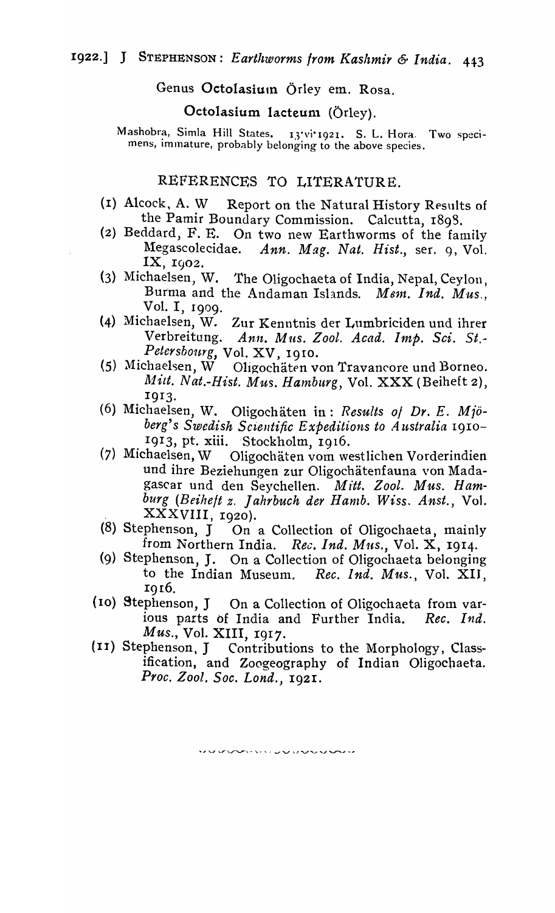Genus **Octolasium** Örley em. Rosa.

**Octolasium lacteum** (Örley).

Mashobra, Simla Hill States. 13·vi·1921. S. L. Hora. Two specimens, immature, probably belonging to the above species.

## REFERENCES TO LITERATURE.

(1) Alcock, A. W Report on the Natural History Results of the Pamir Boundary Commission. Calcutta, 1898.

(2) Beddard, F. E. On two new Earthworms of the family Megascolecidae. *Ann. Mag. Nat. Hist.*, ser. 9, Vol. IX, 1902.

(3) Michaelsen, W. The Oligochaeta of India, Nepal, Ceylon, Burma and the Andaman Islands. *Mem. Ind. Mus.*, Vol. I, 1909.

(4) Michaelsen, W. Zur Kenntnis der Lumbriciden und ihrer Verbreitung. *Ann. Mus. Zool. Acad. Imp. Sci. St.-Petersbourg*, Vol. XV, 1910.

(5) Michaelsen, W Oligochäten von Travancore und Borneo. *Mitt. Nat.-Hist. Mus. Hamburg*, Vol. XXX (Beiheft 2), 1913.

(6) Michaelsen, W. Oligochäten in: *Results of Dr. E. Mjöberg's Swedish Scientific Expeditions to Australia* 1910–1913, pt. xiii. Stockholm, 1916.

(7) Michaelsen, W Oligochäten vom westlichen Vorderindien und ihre Beziehungen zur Oligochätenfauna von Madagascar und den Seychellen. *Mitt. Zool. Mus. Hamburg (Beiheft z. Jahrbuch der Hamb. Wiss. Anst.*, Vol. XXXVIII, 1920).

(8) Stephenson, J On a Collection of Oligochaeta, mainly from Northern India. *Rec. Ind. Mus.*, Vol. X, 1914.

(9) Stephenson, J. On a Collection of Oligochaeta belonging to the Indian Museum. *Rec. Ind. Mus.*, Vol. XII, 1916.

(10) Stephenson, J On a Collection of Oligochaeta from various parts of India and Further India. *Rec. Ind. Mus.*, Vol. XIII, 1917.

(11) Stephenson, J Contributions to the Morphology, Classification, and Zoogeography of Indian Oligochaeta. *Proc. Zool. Soc. Lond.*, 1921.